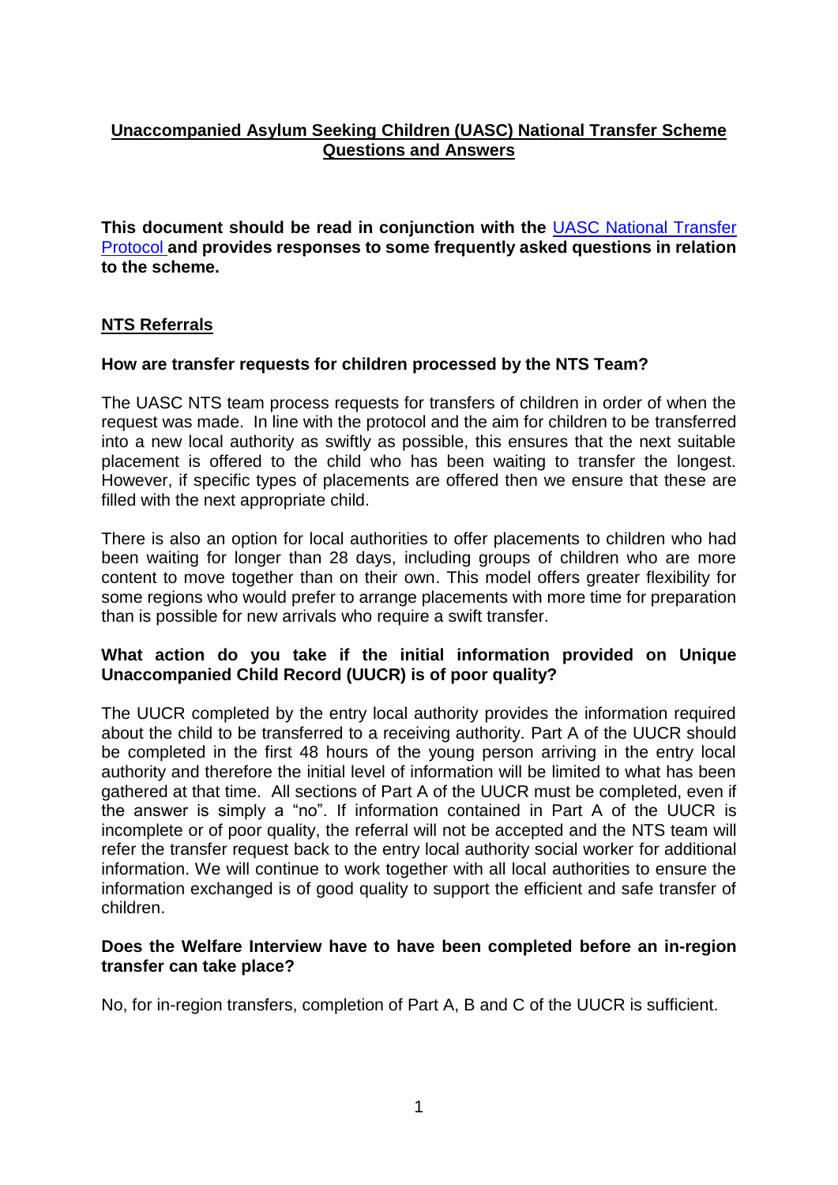# Unaccompanied Asylum Seeking Children (UASC) National Transfer Scheme Questions and Answers

**This document should be read in conjunction with the [UASC National Transfer Protocol](UASC National Transfer Protocol) and provides responses to some frequently asked questions in relation to the scheme.**

## NTS Referrals

### How are transfer requests for children processed by the NTS Team?

The UASC NTS team process requests for transfers of children in order of when the request was made. In line with the protocol and the aim for children to be transferred into a new local authority as swiftly as possible, this ensures that the next suitable placement is offered to the child who has been waiting to transfer the longest. However, if specific types of placements are offered then we ensure that these are filled with the next appropriate child.

There is also an option for local authorities to offer placements to children who had been waiting for longer than 28 days, including groups of children who are more content to move together than on their own. This model offers greater flexibility for some regions who would prefer to arrange placements with more time for preparation than is possible for new arrivals who require a swift transfer.

### What action do you take if the initial information provided on Unique Unaccompanied Child Record (UUCR) is of poor quality?

The UUCR completed by the entry local authority provides the information required about the child to be transferred to a receiving authority. Part A of the UUCR should be completed in the first 48 hours of the young person arriving in the entry local authority and therefore the initial level of information will be limited to what has been gathered at that time. All sections of Part A of the UUCR must be completed, even if the answer is simply a "no". If information contained in Part A of the UUCR is incomplete or of poor quality, the referral will not be accepted and the NTS team will refer the transfer request back to the entry local authority social worker for additional information. We will continue to work together with all local authorities to ensure the information exchanged is of good quality to support the efficient and safe transfer of children.

### Does the Welfare Interview have to have been completed before an in-region transfer can take place?

No, for in-region transfers, completion of Part A, B and C of the UUCR is sufficient.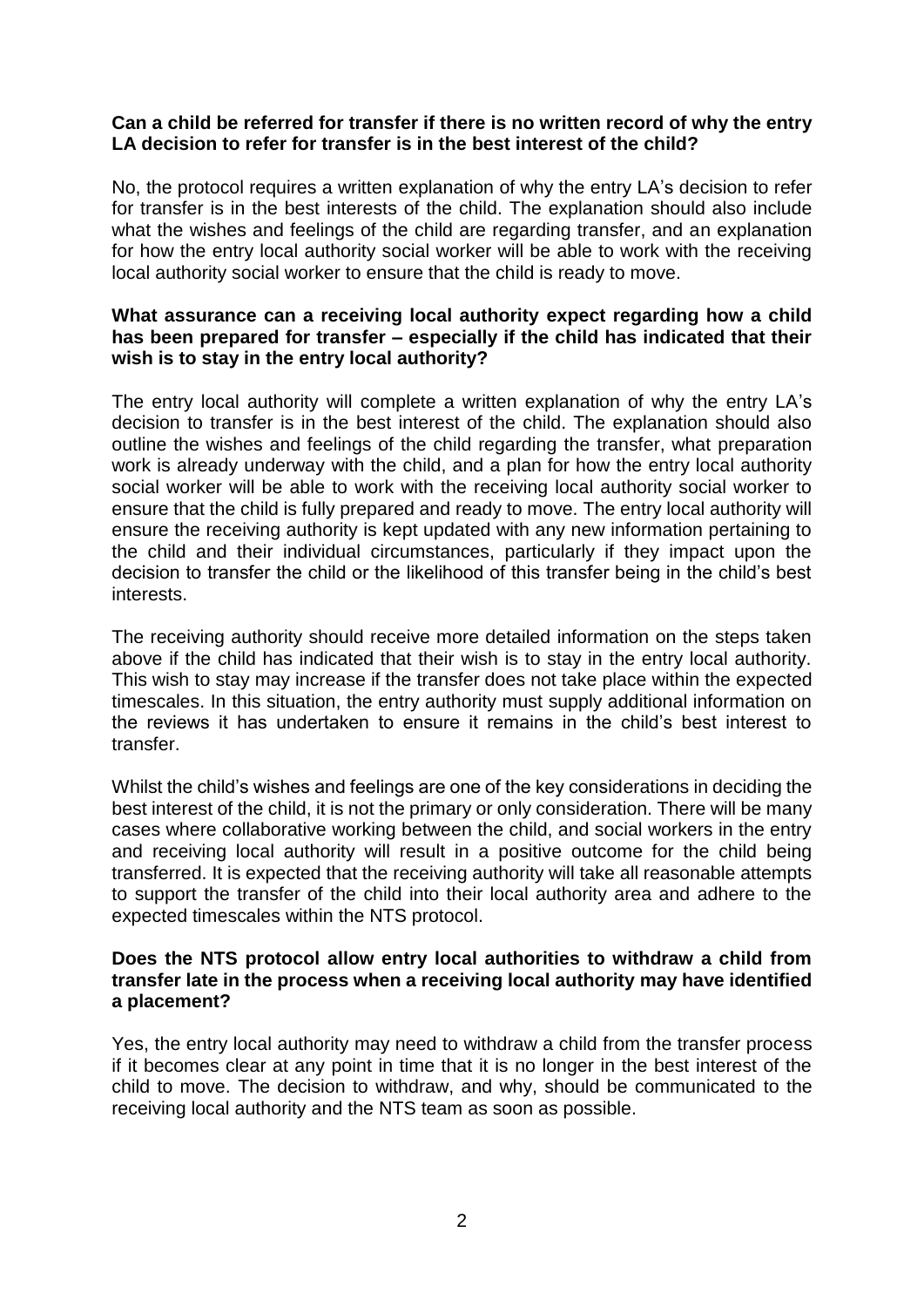**Can a child be referred for transfer if there is no written record of why the entry LA decision to refer for transfer is in the best interest of the child?**

No, the protocol requires a written explanation of why the entry LA's decision to refer for transfer is in the best interests of the child. The explanation should also include what the wishes and feelings of the child are regarding transfer, and an explanation for how the entry local authority social worker will be able to work with the receiving local authority social worker to ensure that the child is ready to move.

**What assurance can a receiving local authority expect regarding how a child has been prepared for transfer – especially if the child has indicated that their wish is to stay in the entry local authority?**

The entry local authority will complete a written explanation of why the entry LA's decision to transfer is in the best interest of the child. The explanation should also outline the wishes and feelings of the child regarding the transfer, what preparation work is already underway with the child, and a plan for how the entry local authority social worker will be able to work with the receiving local authority social worker to ensure that the child is fully prepared and ready to move. The entry local authority will ensure the receiving authority is kept updated with any new information pertaining to the child and their individual circumstances, particularly if they impact upon the decision to transfer the child or the likelihood of this transfer being in the child's best interests.

The receiving authority should receive more detailed information on the steps taken above if the child has indicated that their wish is to stay in the entry local authority. This wish to stay may increase if the transfer does not take place within the expected timescales. In this situation, the entry authority must supply additional information on the reviews it has undertaken to ensure it remains in the child's best interest to transfer.

Whilst the child's wishes and feelings are one of the key considerations in deciding the best interest of the child, it is not the primary or only consideration. There will be many cases where collaborative working between the child, and social workers in the entry and receiving local authority will result in a positive outcome for the child being transferred. It is expected that the receiving authority will take all reasonable attempts to support the transfer of the child into their local authority area and adhere to the expected timescales within the NTS protocol.

**Does the NTS protocol allow entry local authorities to withdraw a child from transfer late in the process when a receiving local authority may have identified a placement?**

Yes, the entry local authority may need to withdraw a child from the transfer process if it becomes clear at any point in time that it is no longer in the best interest of the child to move. The decision to withdraw, and why, should be communicated to the receiving local authority and the NTS team as soon as possible.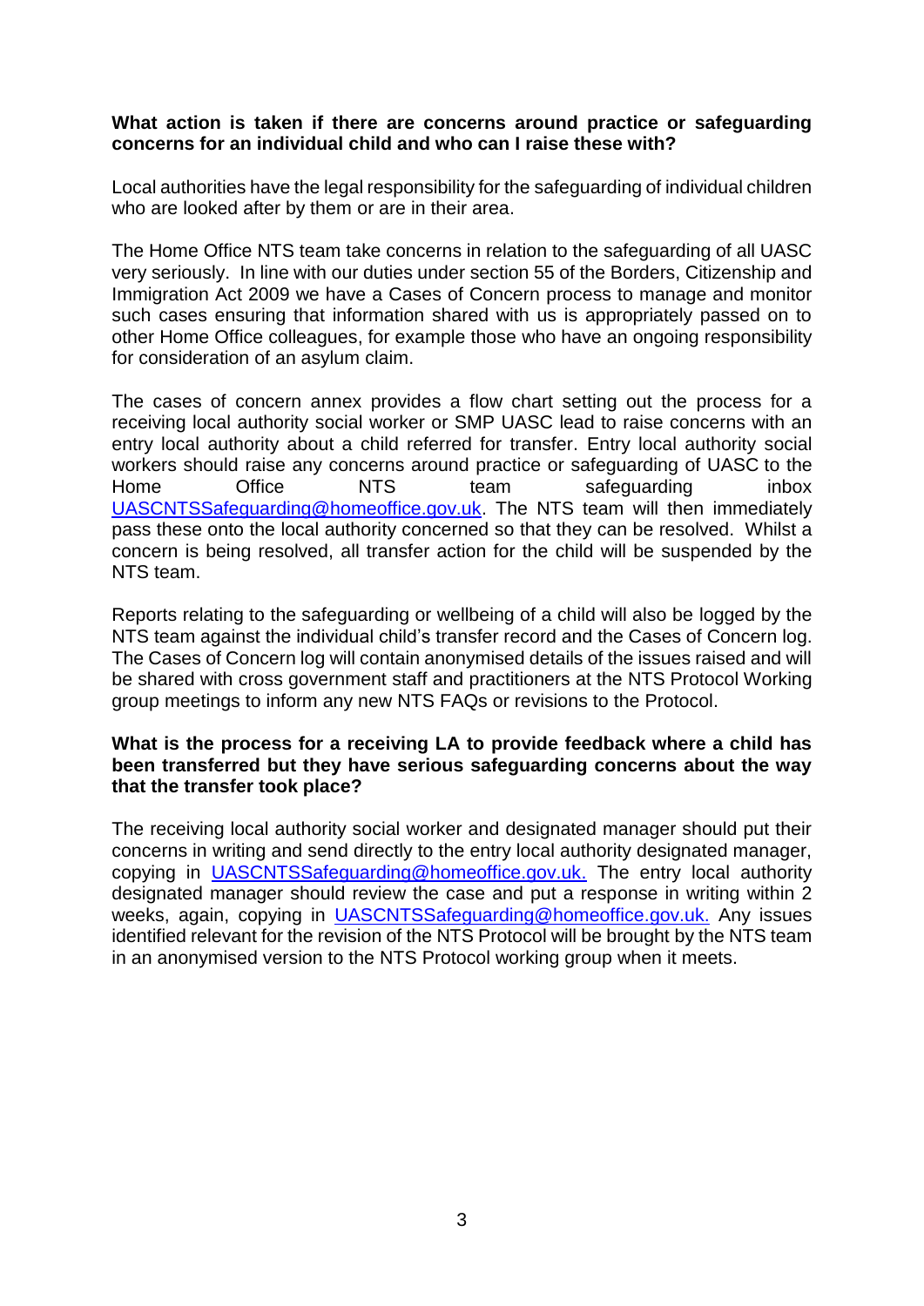**What action is taken if there are concerns around practice or safeguarding concerns for an individual child and who can I raise these with?**

Local authorities have the legal responsibility for the safeguarding of individual children who are looked after by them or are in their area.

The Home Office NTS team take concerns in relation to the safeguarding of all UASC very seriously. In line with our duties under section 55 of the Borders, Citizenship and Immigration Act 2009 we have a Cases of Concern process to manage and monitor such cases ensuring that information shared with us is appropriately passed on to other Home Office colleagues, for example those who have an ongoing responsibility for consideration of an asylum claim.

The cases of concern annex provides a flow chart setting out the process for a receiving local authority social worker or SMP UASC lead to raise concerns with an entry local authority about a child referred for transfer. Entry local authority social workers should raise any concerns around practice or safeguarding of UASC to the Home Office NTS team safeguarding inbox UASCNTSSafeguarding@homeoffice.gov.uk. The NTS team will then immediately pass these onto the local authority concerned so that they can be resolved. Whilst a concern is being resolved, all transfer action for the child will be suspended by the NTS team.

Reports relating to the safeguarding or wellbeing of a child will also be logged by the NTS team against the individual child's transfer record and the Cases of Concern log. The Cases of Concern log will contain anonymised details of the issues raised and will be shared with cross government staff and practitioners at the NTS Protocol Working group meetings to inform any new NTS FAQs or revisions to the Protocol.

**What is the process for a receiving LA to provide feedback where a child has been transferred but they have serious safeguarding concerns about the way that the transfer took place?**

The receiving local authority social worker and designated manager should put their concerns in writing and send directly to the entry local authority designated manager, copying in UASCNTSSafeguarding@homeoffice.gov.uk. The entry local authority designated manager should review the case and put a response in writing within 2 weeks, again, copying in UASCNTSSafeguarding@homeoffice.gov.uk. Any issues identified relevant for the revision of the NTS Protocol will be brought by the NTS team in an anonymised version to the NTS Protocol working group when it meets.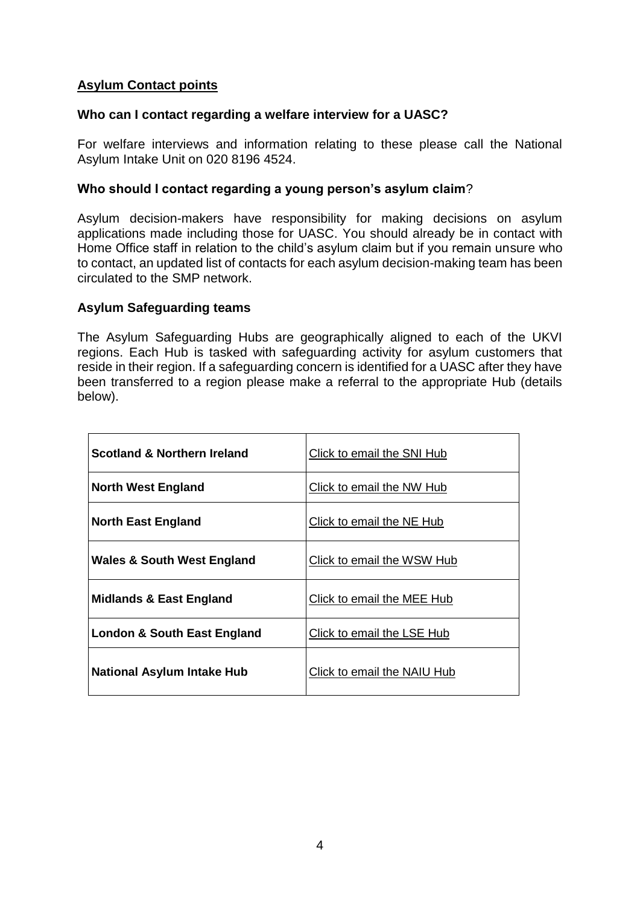## Asylum Contact points

### Who can I contact regarding a welfare interview for a UASC?

For welfare interviews and information relating to these please call the National Asylum Intake Unit on 020 8196 4524.

### Who should I contact regarding a young person's asylum claim?

Asylum decision-makers have responsibility for making decisions on asylum applications made including those for UASC. You should already be in contact with Home Office staff in relation to the child's asylum claim but if you remain unsure who to contact, an updated list of contacts for each asylum decision-making team has been circulated to the SMP network.

### Asylum Safeguarding teams

The Asylum Safeguarding Hubs are geographically aligned to each of the UKVI regions. Each Hub is tasked with safeguarding activity for asylum customers that reside in their region. If a safeguarding concern is identified for a UASC after they have been transferred to a region please make a referral to the appropriate Hub (details below).

| | |
|---|---|
| **Scotland & Northern Ireland** | Click to email the SNI Hub |
| **North West England** | Click to email the NW Hub |
| **North East England** | Click to email the NE Hub |
| **Wales & South West England** | Click to email the WSW Hub |
| **Midlands & East England** | Click to email the MEE Hub |
| **London & South East England** | Click to email the LSE Hub |
| **National Asylum Intake Hub** | Click to email the NAIU Hub |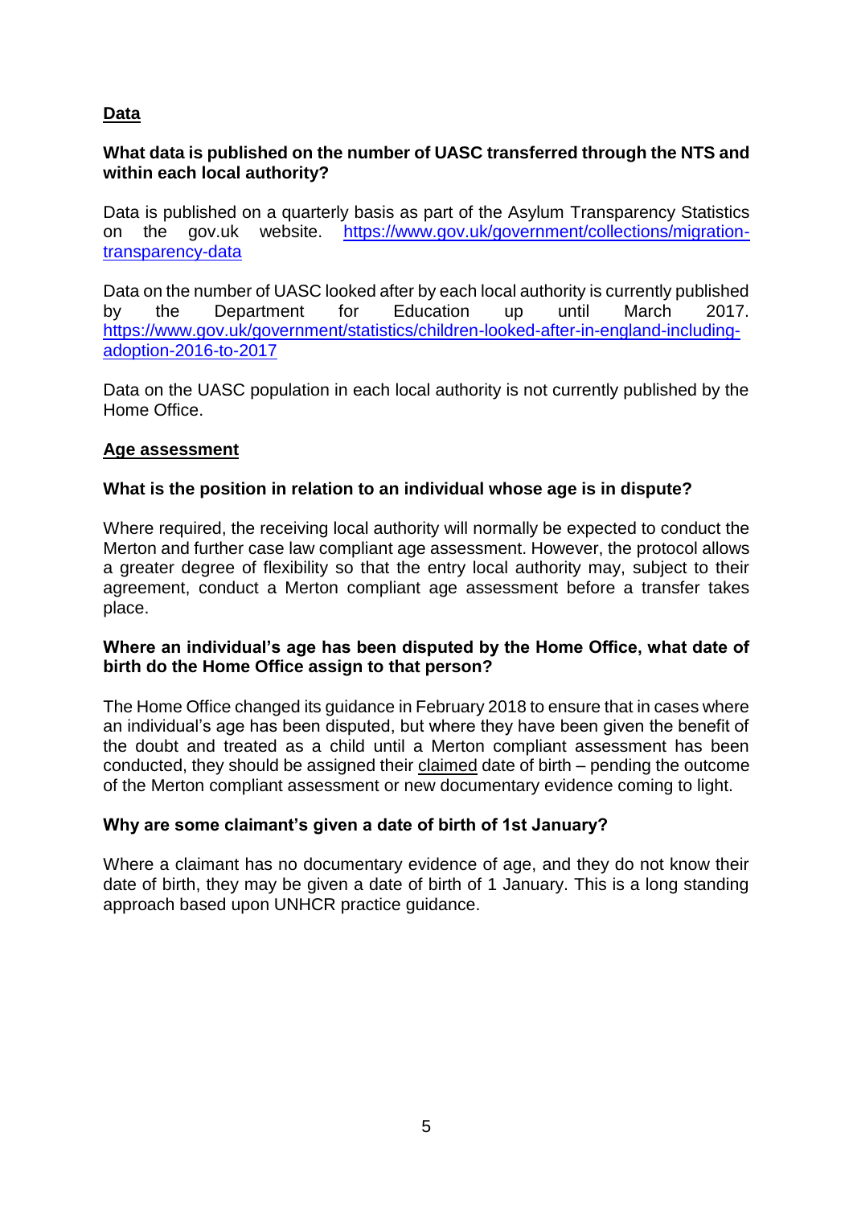## Data

**What data is published on the number of UASC transferred through the NTS and within each local authority?**

Data is published on a quarterly basis as part of the Asylum Transparency Statistics on the gov.uk website. https://www.gov.uk/government/collections/migration-transparency-data

Data on the number of UASC looked after by each local authority is currently published by the Department for Education up until March 2017. https://www.gov.uk/government/statistics/children-looked-after-in-england-including-adoption-2016-to-2017

Data on the UASC population in each local authority is not currently published by the Home Office.

## Age assessment

**What is the position in relation to an individual whose age is in dispute?**

Where required, the receiving local authority will normally be expected to conduct the Merton and further case law compliant age assessment. However, the protocol allows a greater degree of flexibility so that the entry local authority may, subject to their agreement, conduct a Merton compliant age assessment before a transfer takes place.

**Where an individual's age has been disputed by the Home Office, what date of birth do the Home Office assign to that person?**

The Home Office changed its guidance in February 2018 to ensure that in cases where an individual's age has been disputed, but where they have been given the benefit of the doubt and treated as a child until a Merton compliant assessment has been conducted, they should be assigned their claimed date of birth – pending the outcome of the Merton compliant assessment or new documentary evidence coming to light.

**Why are some claimant's given a date of birth of 1st January?**

Where a claimant has no documentary evidence of age, and they do not know their date of birth, they may be given a date of birth of 1 January. This is a long standing approach based upon UNHCR practice guidance.